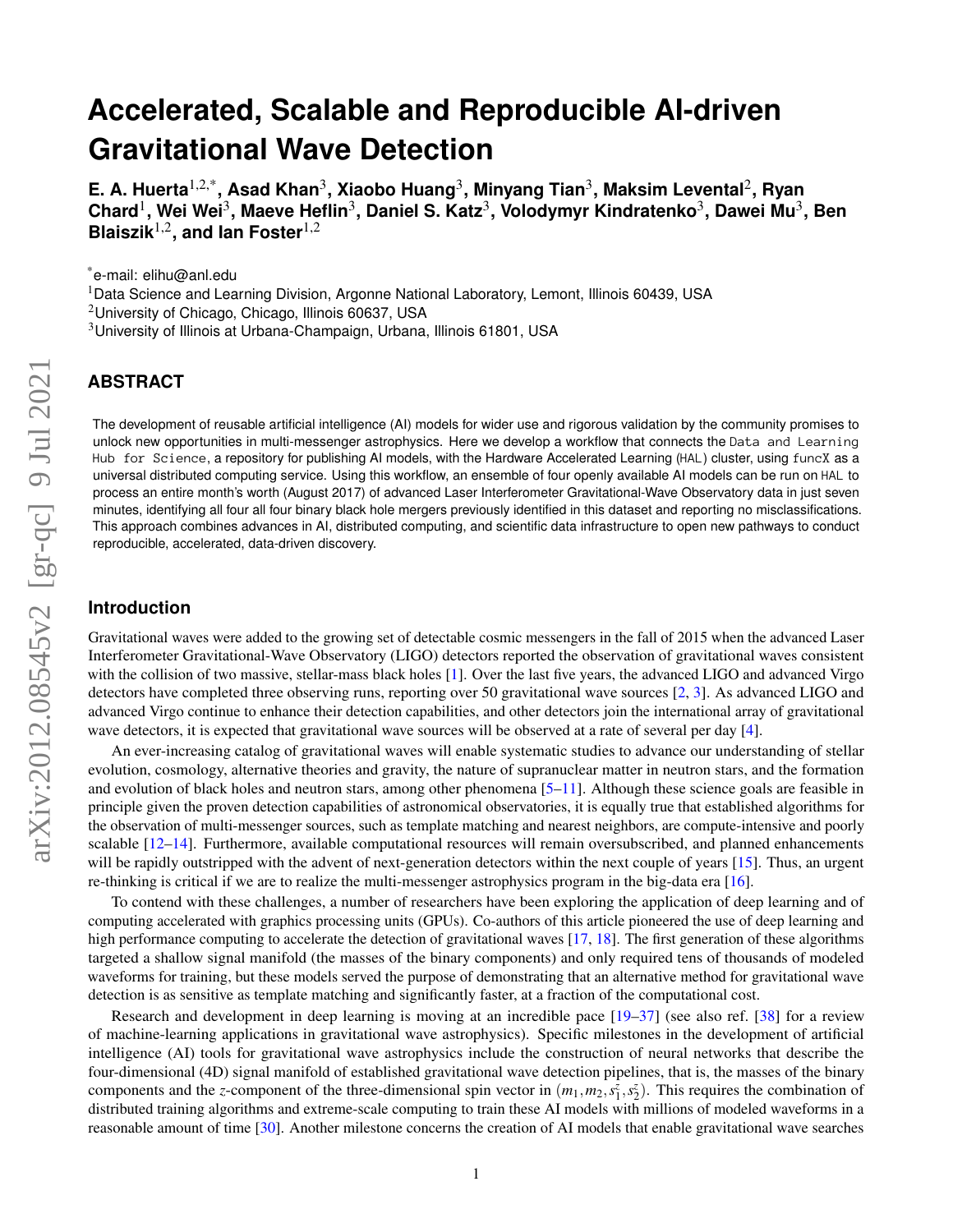# Accelerated, Scalable and Reproducible AI-driven Gravitational Wave Detection

**E. A. Huerta[1,2,*], Asad Khan[3], Xiaobo Huang[3], Minyang Tian[3], Maksim Levental[2], Ryan Chard[1], Wei Wei[3], Maeve Heflin[3], Daniel S. Katz[3], Volodymyr Kindratenko[3], Dawei Mu[3], Ben Blaiszik[1,2], and Ian Foster[1,2]**

[*]e-mail: elihu@anl.edu

[1]Data Science and Learning Division, Argonne National Laboratory, Lemont, Illinois 60439, USA

[2]University of Chicago, Chicago, Illinois 60637, USA

[3]University of Illinois at Urbana-Champaign, Urbana, Illinois 61801, USA

## ABSTRACT

The development of reusable artificial intelligence (AI) models for wider use and rigorous validation by the community promises to unlock new opportunities in multi-messenger astrophysics. Here we develop a workflow that connects the `Data and Learning Hub for Science`, a repository for publishing AI models, with the Hardware Accelerated Learning (`HAL`) cluster, using `funcX` as a universal distributed computing service. Using this workflow, an ensemble of four openly available AI models can be run on `HAL` to process an entire month's worth (August 2017) of advanced Laser Interferometer Gravitational-Wave Observatory data in just seven minutes, identifying all four all four binary black hole mergers previously identified in this dataset and reporting no misclassifications. This approach combines advances in AI, distributed computing, and scientific data infrastructure to open new pathways to conduct reproducible, accelerated, data-driven discovery.

## Introduction

Gravitational waves were added to the growing set of detectable cosmic messengers in the fall of 2015 when the advanced Laser Interferometer Gravitational-Wave Observatory (LIGO) detectors reported the observation of gravitational waves consistent with the collision of two massive, stellar-mass black holes [1]. Over the last five years, the advanced LIGO and advanced Virgo detectors have completed three observing runs, reporting over 50 gravitational wave sources [2, 3]. As advanced LIGO and advanced Virgo continue to enhance their detection capabilities, and other detectors join the international array of gravitational wave detectors, it is expected that gravitational wave sources will be observed at a rate of several per day [4].

An ever-increasing catalog of gravitational waves will enable systematic studies to advance our understanding of stellar evolution, cosmology, alternative theories and gravity, the nature of supranuclear matter in neutron stars, and the formation and evolution of black holes and neutron stars, among other phenomena [5–11]. Although these science goals are feasible in principle given the proven detection capabilities of astronomical observatories, it is equally true that established algorithms for the observation of multi-messenger sources, such as template matching and nearest neighbors, are compute-intensive and poorly scalable [12–14]. Furthermore, available computational resources will remain oversubscribed, and planned enhancements will be rapidly outstripped with the advent of next-generation detectors within the next couple of years [15]. Thus, an urgent re-thinking is critical if we are to realize the multi-messenger astrophysics program in the big-data era [16].

To contend with these challenges, a number of researchers have been exploring the application of deep learning and of computing accelerated with graphics processing units (GPUs). Co-authors of this article pioneered the use of deep learning and high performance computing to accelerate the detection of gravitational waves [17, 18]. The first generation of these algorithms targeted a shallow signal manifold (the masses of the binary components) and only required tens of thousands of modeled waveforms for training, but these models served the purpose of demonstrating that an alternative method for gravitational wave detection is as sensitive as template matching and significantly faster, at a fraction of the computational cost.

Research and development in deep learning is moving at an incredible pace [19–37] (see also ref. [38] for a review of machine-learning applications in gravitational wave astrophysics). Specific milestones in the development of artificial intelligence (AI) tools for gravitational wave astrophysics include the construction of neural networks that describe the four-dimensional (4D) signal manifold of established gravitational wave detection pipelines, that is, the masses of the binary components and the $z$-component of the three-dimensional spin vector in $(m_1, m_2, s_1^z, s_2^z)$. This requires the combination of distributed training algorithms and extreme-scale computing to train these AI models with millions of modeled waveforms in a reasonable amount of time [30]. Another milestone concerns the creation of AI models that enable gravitational wave searches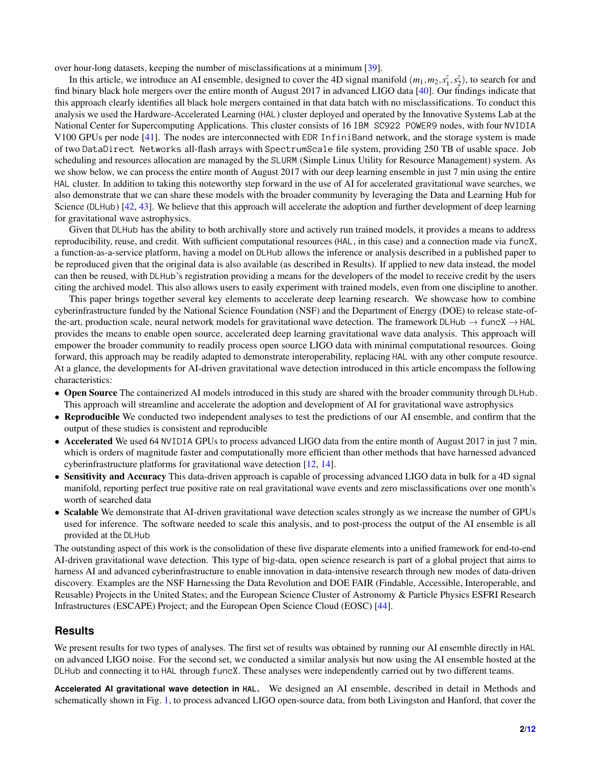over hour-long datasets, keeping the number of misclassifications at a minimum [39].

In this article, we introduce an AI ensemble, designed to cover the 4D signal manifold $(m_1, m_2, s_1^z, s_2^z)$, to search for and find binary black hole mergers over the entire month of August 2017 in advanced LIGO data [40]. Our findings indicate that this approach clearly identifies all black hole mergers contained in that data batch with no misclassifications. To conduct this analysis we used the Hardware-Accelerated Learning (HAL) cluster deployed and operated by the Innovative Systems Lab at the National Center for Supercomputing Applications. This cluster consists of 16 IBM SC922 POWER9 nodes, with four NVIDIA V100 GPUs per node [41]. The nodes are interconnected with EDR InfiniBand network, and the storage system is made of two DataDirect Networks all-flash arrays with SpectrumScale file system, providing 250 TB of usable space. Job scheduling and resources allocation are managed by the SLURM (Simple Linux Utility for Resource Management) system. As we show below, we can process the entire month of August 2017 with our deep learning ensemble in just 7 min using the entire HAL cluster. In addition to taking this noteworthy step forward in the use of AI for accelerated gravitational wave searches, we also demonstrate that we can share these models with the broader community by leveraging the Data and Learning Hub for Science (DLHub) [42, 43]. We believe that this approach will accelerate the adoption and further development of deep learning for gravitational wave astrophysics.

Given that DLHub has the ability to both archivally store and actively run trained models, it provides a means to address reproducibility, reuse, and credit. With sufficient computational resources (HAL, in this case) and a connection made via funcX, a function-as-a-service platform, having a model on DLHub allows the inference or analysis described in a published paper to be reproduced given that the original data is also available (as described in Results). If applied to new data instead, the model can then be reused, with DLHub's registration providing a means for the developers of the model to receive credit by the users citing the archived model. This also allows users to easily experiment with trained models, even from one discipline to another.

This paper brings together several key elements to accelerate deep learning research. We showcase how to combine cyberinfrastructure funded by the National Science Foundation (NSF) and the Department of Energy (DOE) to release state-of-the-art, production scale, neural network models for gravitational wave detection. The framework DLHub → funcX → HAL provides the means to enable open source, accelerated deep learning gravitational wave data analysis. This approach will empower the broader community to readily process open source LIGO data with minimal computational resources. Going forward, this approach may be readily adapted to demonstrate interoperability, replacing HAL with any other compute resource. At a glance, the developments for AI-driven gravitational wave detection introduced in this article encompass the following characteristics:

- **Open Source** The containerized AI models introduced in this study are shared with the broader community through DLHub. This approach will streamline and accelerate the adoption and development of AI for gravitational wave astrophysics
- **Reproducible** We conducted two independent analyses to test the predictions of our AI ensemble, and confirm that the output of these studies is consistent and reproducible
- **Accelerated** We used 64 NVIDIA GPUs to process advanced LIGO data from the entire month of August 2017 in just 7 min, which is orders of magnitude faster and computationally more efficient than other methods that have harnessed advanced cyberinfrastructure platforms for gravitational wave detection [12, 14].
- **Sensitivity and Accuracy** This data-driven approach is capable of processing advanced LIGO data in bulk for a 4D signal manifold, reporting perfect true positive rate on real gravitational wave events and zero misclassifications over one month's worth of searched data
- **Scalable** We demonstrate that AI-driven gravitational wave detection scales strongly as we increase the number of GPUs used for inference. The software needed to scale this analysis, and to post-process the output of the AI ensemble is all provided at the DLHub

The outstanding aspect of this work is the consolidation of these five disparate elements into a unified framework for end-to-end AI-driven gravitational wave detection. This type of big-data, open science research is part of a global project that aims to harness AI and advanced cyberinfrastructure to enable innovation in data-intensive research through new modes of data-driven discovery. Examples are the NSF Harnessing the Data Revolution and DOE FAIR (Findable, Accessible, Interoperable, and Reusable) Projects in the United States; and the European Science Cluster of Astronomy & Particle Physics ESFRI Research Infrastructures (ESCAPE) Project; and the European Open Science Cloud (EOSC) [44].

## Results

We present results for two types of analyses. The first set of results was obtained by running our AI ensemble directly in HAL on advanced LIGO noise. For the second set, we conducted a similar analysis but now using the AI ensemble hosted at the DLHub and connecting it to HAL through funcX. These analyses were independently carried out by two different teams.

**Accelerated AI gravitational wave detection in HAL.** We designed an AI ensemble, described in detail in Methods and schematically shown in Fig. 1, to process advanced LIGO open-source data, from both Livingston and Hanford, that cover the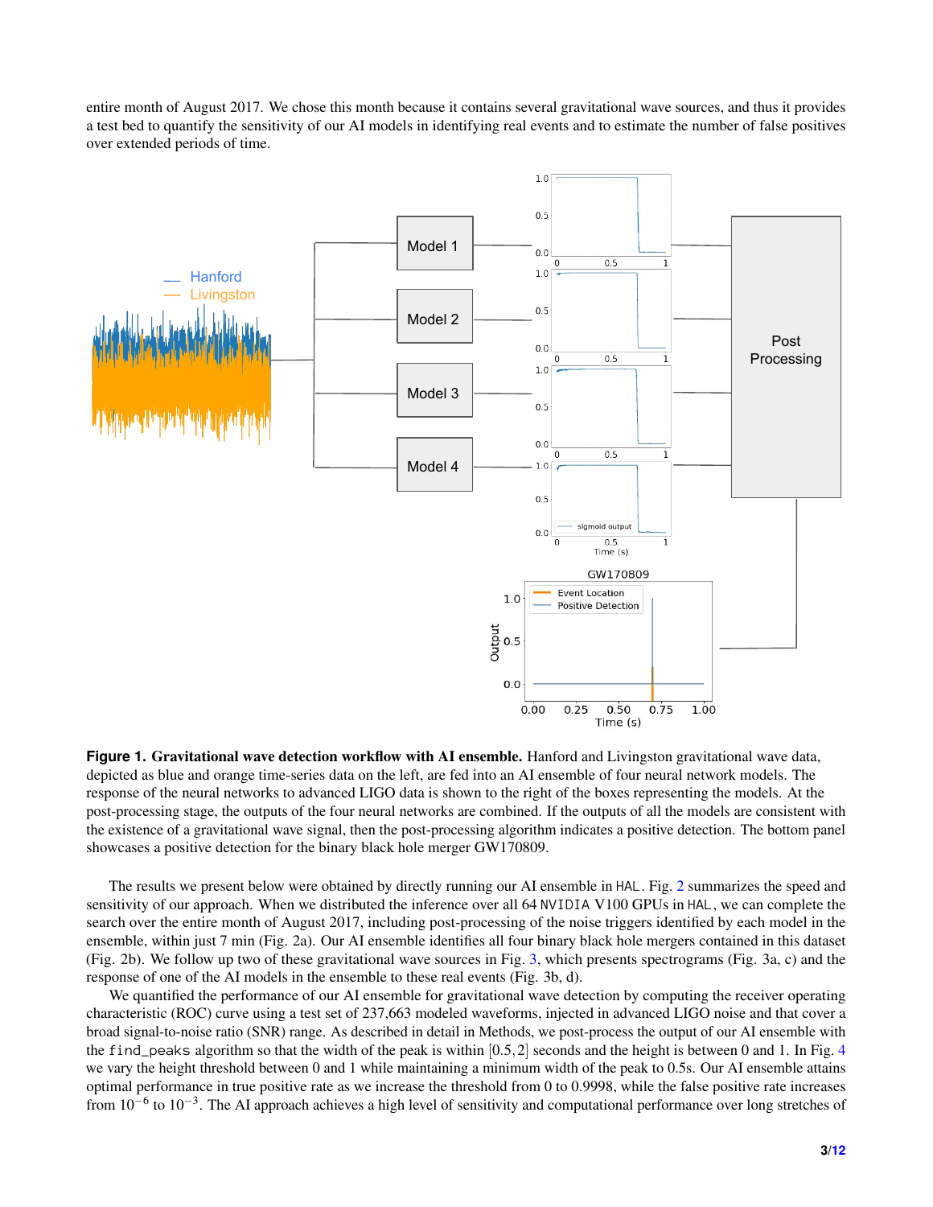entire month of August 2017. We chose this month because it contains several gravitational wave sources, and thus it provides a test bed to quantify the sensitivity of our AI models in identifying real events and to estimate the number of false positives over extended periods of time.

**Figure 1. Gravitational wave detection workflow with AI ensemble.** Hanford and Livingston gravitational wave data, depicted as blue and orange time-series data on the left, are fed into an AI ensemble of four neural network models. The response of the neural networks to advanced LIGO data is shown to the right of the boxes representing the models. At the post-processing stage, the outputs of the four neural networks are combined. If the outputs of all the models are consistent with the existence of a gravitational wave signal, then the post-processing algorithm indicates a positive detection. The bottom panel showcases a positive detection for the binary black hole merger GW170809.

The results we present below were obtained by directly running our AI ensemble in `HAL`. Fig. 2 summarizes the speed and sensitivity of our approach. When we distributed the inference over all 64 `NVIDIA` V100 GPUs in `HAL`, we can complete the search over the entire month of August 2017, including post-processing of the noise triggers identified by each model in the ensemble, within just 7 min (Fig. 2a). Our AI ensemble identifies all four binary black hole mergers contained in this dataset (Fig. 2b). We follow up two of these gravitational wave sources in Fig. 3, which presents spectrograms (Fig. 3a, c) and the response of one of the AI models in the ensemble to these real events (Fig. 3b, d).

We quantified the performance of our AI ensemble for gravitational wave detection by computing the receiver operating characteristic (ROC) curve using a test set of 237,663 modeled waveforms, injected in advanced LIGO noise and that cover a broad signal-to-noise ratio (SNR) range. As described in detail in Methods, we post-process the output of our AI ensemble with the `find_peaks` algorithm so that the width of the peak is within $[0.5, 2]$ seconds and the height is between 0 and 1. In Fig. 4 we vary the height threshold between 0 and 1 while maintaining a minimum width of the peak to 0.5s. Our AI ensemble attains optimal performance in true positive rate as we increase the threshold from 0 to 0.9998, while the false positive rate increases from $10^{-6}$ to $10^{-3}$. The AI approach achieves a high level of sensitivity and computational performance over long stretches of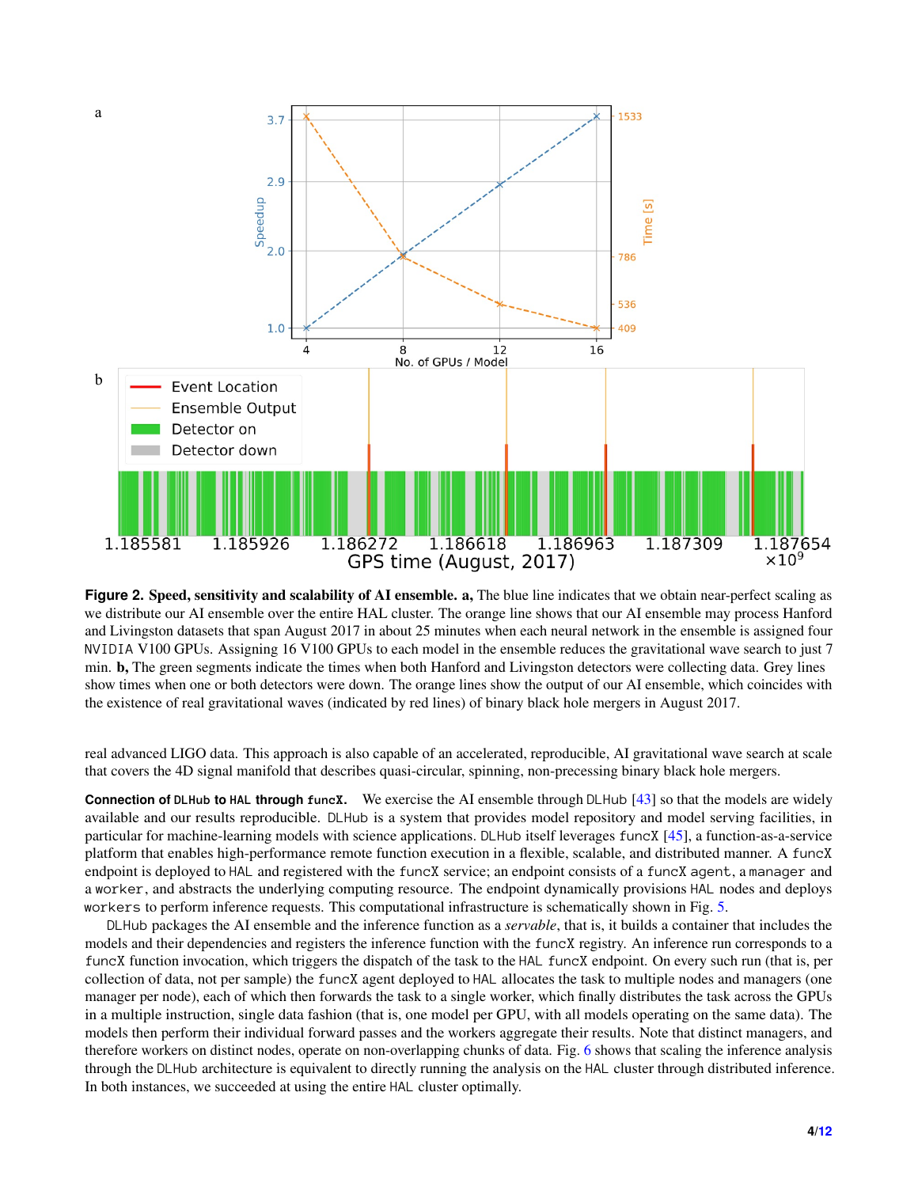**Figure 2. Speed, sensitivity and scalability of AI ensemble. a,** The blue line indicates that we obtain near-perfect scaling as we distribute our AI ensemble over the entire HAL cluster. The orange line shows that our AI ensemble may process Hanford and Livingston datasets that span August 2017 in about 25 minutes when each neural network in the ensemble is assigned four NVIDIA V100 GPUs. Assigning 16 V100 GPUs to each model in the ensemble reduces the gravitational wave search to just 7 min. **b,** The green segments indicate the times when both Hanford and Livingston detectors were collecting data. Grey lines show times when one or both detectors were down. The orange lines show the output of our AI ensemble, which coincides with the existence of real gravitational waves (indicated by red lines) of binary black hole mergers in August 2017.

real advanced LIGO data. This approach is also capable of an accelerated, reproducible, AI gravitational wave search at scale that covers the 4D signal manifold that describes quasi-circular, spinning, non-precessing binary black hole mergers.

**Connection of DLHub to HAL through funcX.** We exercise the AI ensemble through DLHub [43] so that the models are widely available and our results reproducible. DLHub is a system that provides model repository and model serving facilities, in particular for machine-learning models with science applications. DLHub itself leverages funcX [45], a function-as-a-service platform that enables high-performance remote function execution in a flexible, scalable, and distributed manner. A funcX endpoint is deployed to HAL and registered with the funcX service; an endpoint consists of a funcX agent, a manager and a worker, and abstracts the underlying computing resource. The endpoint dynamically provisions HAL nodes and deploys workers to perform inference requests. This computational infrastructure is schematically shown in Fig. 5.

DLHub packages the AI ensemble and the inference function as a *servable*, that is, it builds a container that includes the models and their dependencies and registers the inference function with the funcX registry. An inference run corresponds to a funcX function invocation, which triggers the dispatch of the task to the HAL funcX endpoint. On every such run (that is, per collection of data, not per sample) the funcX agent deployed to HAL allocates the task to multiple nodes and managers (one manager per node), each of which then forwards the task to a single worker, which finally distributes the task across the GPUs in a multiple instruction, single data fashion (that is, one model per GPU, with all models operating on the same data). The models then perform their individual forward passes and the workers aggregate their results. Note that distinct managers, and therefore workers on distinct nodes, operate on non-overlapping chunks of data. Fig. 6 shows that scaling the inference analysis through the DLHub architecture is equivalent to directly running the analysis on the HAL cluster through distributed inference. In both instances, we succeeded at using the entire HAL cluster optimally.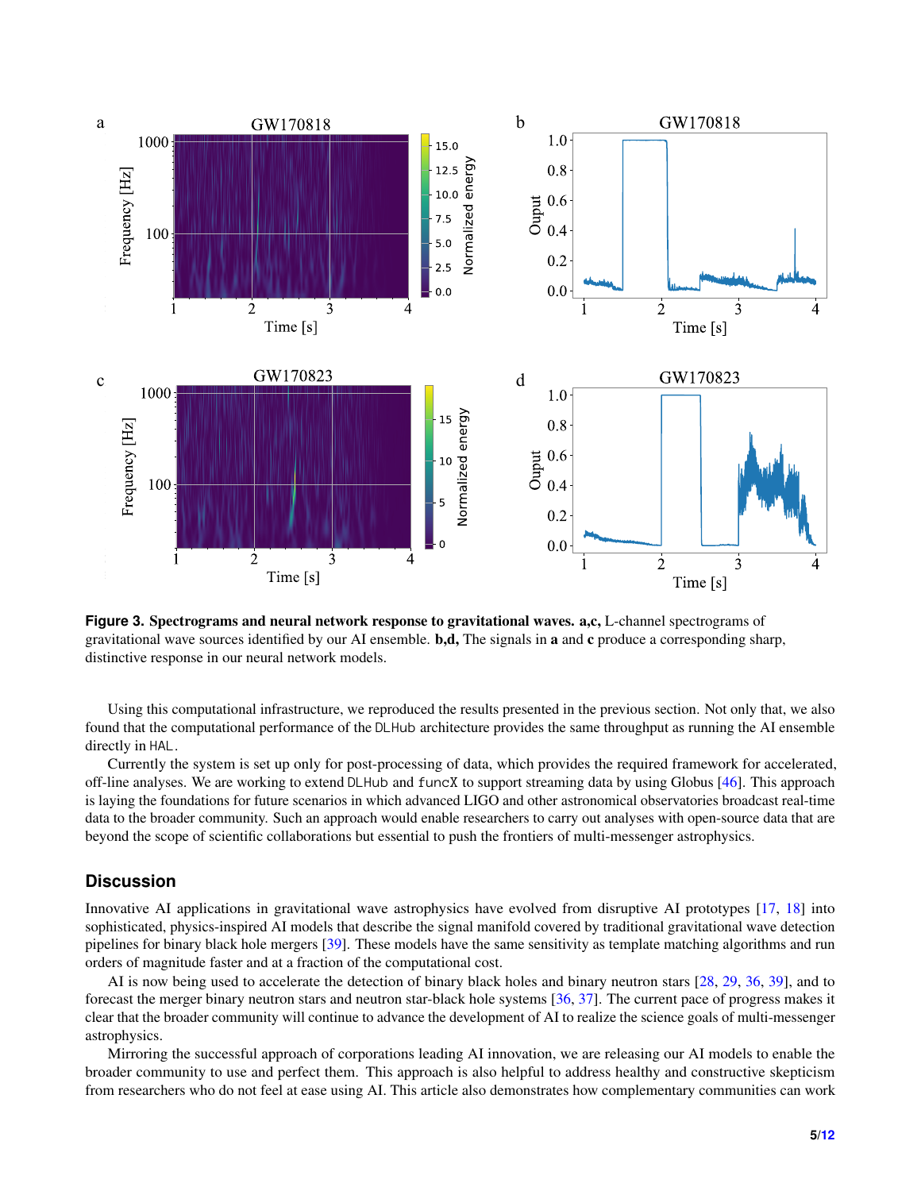**Figure 3. Spectrograms and neural network response to gravitational waves. a,c,** L-channel spectrograms of gravitational wave sources identified by our AI ensemble. **b,d,** The signals in **a** and **c** produce a corresponding sharp, distinctive response in our neural network models.

Using this computational infrastructure, we reproduced the results presented in the previous section. Not only that, we also found that the computational performance of the `DLHub` architecture provides the same throughput as running the AI ensemble directly in `HAL`.

Currently the system is set up only for post-processing of data, which provides the required framework for accelerated, off-line analyses. We are working to extend `DLHub` and `funcX` to support streaming data by using Globus [46]. This approach is laying the foundations for future scenarios in which advanced LIGO and other astronomical observatories broadcast real-time data to the broader community. Such an approach would enable researchers to carry out analyses with open-source data that are beyond the scope of scientific collaborations but essential to push the frontiers of multi-messenger astrophysics.

## Discussion

Innovative AI applications in gravitational wave astrophysics have evolved from disruptive AI prototypes [17, 18] into sophisticated, physics-inspired AI models that describe the signal manifold covered by traditional gravitational wave detection pipelines for binary black hole mergers [39]. These models have the same sensitivity as template matching algorithms and run orders of magnitude faster and at a fraction of the computational cost.

AI is now being used to accelerate the detection of binary black holes and binary neutron stars [28, 29, 36, 39], and to forecast the merger binary neutron stars and neutron star-black hole systems [36, 37]. The current pace of progress makes it clear that the broader community will continue to advance the development of AI to realize the science goals of multi-messenger astrophysics.

Mirroring the successful approach of corporations leading AI innovation, we are releasing our AI models to enable the broader community to use and perfect them. This approach is also helpful to address healthy and constructive skepticism from researchers who do not feel at ease using AI. This article also demonstrates how complementary communities can work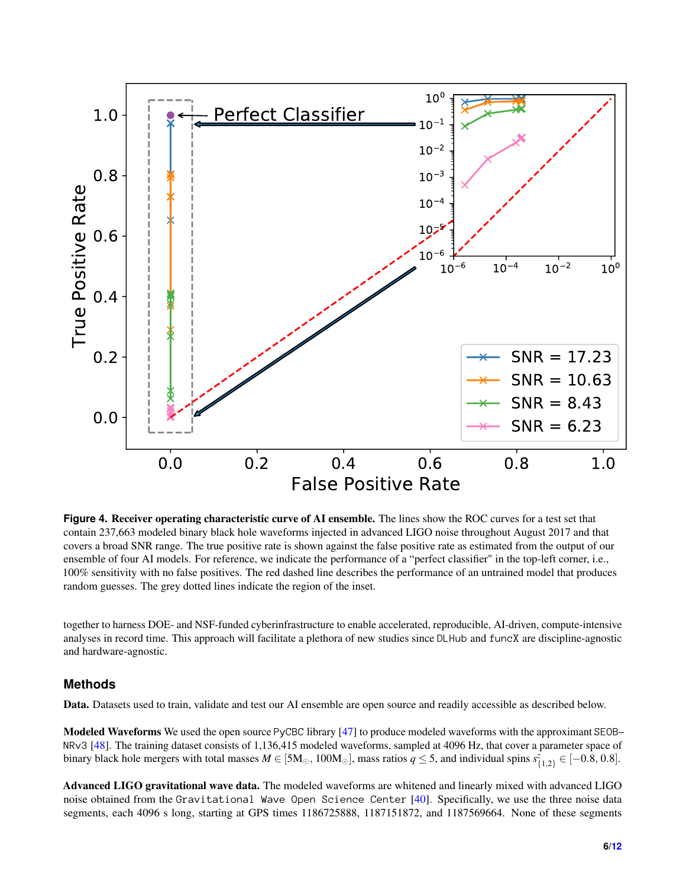**Figure 4. Receiver operating characteristic curve of AI ensemble.** The lines show the ROC curves for a test set that contain 237,663 modeled binary black hole waveforms injected in advanced LIGO noise throughout August 2017 and that covers a broad SNR range. The true positive rate is shown against the false positive rate as estimated from the output of our ensemble of four AI models. For reference, we indicate the performance of a "perfect classifier" in the top-left corner, i.e., 100% sensitivity with no false positives. The red dashed line describes the performance of an untrained model that produces random guesses. The grey dotted lines indicate the region of the inset.

together to harness DOE- and NSF-funded cyberinfrastructure to enable accelerated, reproducible, AI-driven, compute-intensive analyses in record time. This approach will facilitate a plethora of new studies since DLHub and funcX are discipline-agnostic and hardware-agnostic.

## Methods

**Data.** Datasets used to train, validate and test our AI ensemble are open source and readily accessible as described below.

**Modeled Waveforms** We used the open source PyCBC library [47] to produce modeled waveforms with the approximant SEOB–NRv3 [48]. The training dataset consists of 1,136,415 modeled waveforms, sampled at 4096 Hz, that cover a parameter space of binary black hole mergers with total masses $M \in [5\mathrm{M}_\odot, 100\mathrm{M}_\odot]$, mass ratios $q \leq 5$, and individual spins $s^z_{\{1,2\}} \in [-0.8, 0.8]$.

**Advanced LIGO gravitational wave data.** The modeled waveforms are whitened and linearly mixed with advanced LIGO noise obtained from the Gravitational Wave Open Science Center [40]. Specifically, we use the three noise data segments, each 4096 s long, starting at GPS times 1186725888, 1187151872, and 1187569664. None of these segments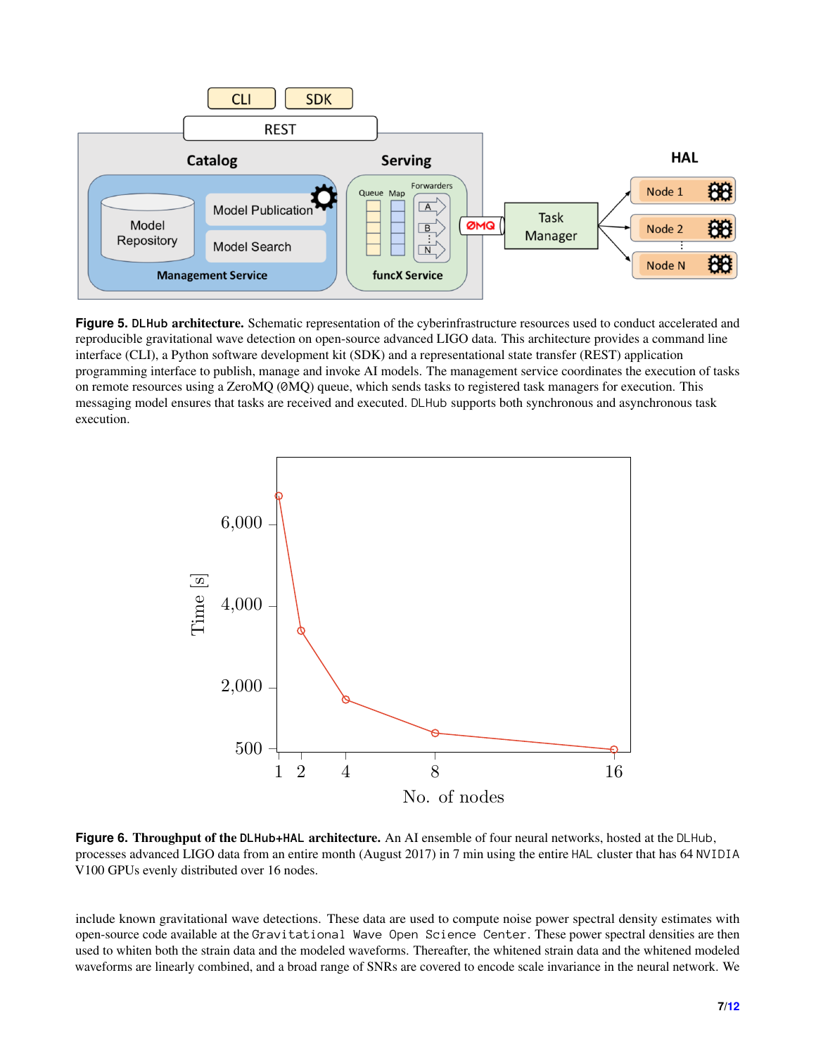**Figure 5. DLHub architecture.** Schematic representation of the cyberinfrastructure resources used to conduct accelerated and reproducible gravitational wave detection on open-source advanced LIGO data. This architecture provides a command line interface (CLI), a Python software development kit (SDK) and a representational state transfer (REST) application programming interface to publish, manage and invoke AI models. The management service coordinates the execution of tasks on remote resources using a ZeroMQ (ØMQ) queue, which sends tasks to registered task managers for execution. This messaging model ensures that tasks are received and executed. DLHub supports both synchronous and asynchronous task execution.

**Figure 6. Throughput of the DLHub+HAL architecture.** An AI ensemble of four neural networks, hosted at the DLHub, processes advanced LIGO data from an entire month (August 2017) in 7 min using the entire HAL cluster that has 64 NVIDIA V100 GPUs evenly distributed over 16 nodes.

include known gravitational wave detections. These data are used to compute noise power spectral density estimates with open-source code available at the Gravitational Wave Open Science Center. These power spectral densities are then used to whiten both the strain data and the modeled waveforms. Thereafter, the whitened strain data and the whitened modeled waveforms are linearly combined, and a broad range of SNRs are covered to encode scale invariance in the neural network. We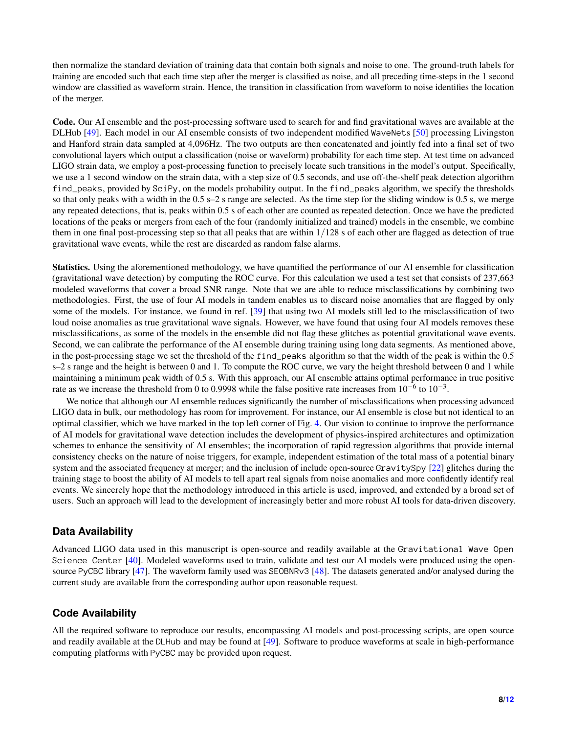then normalize the standard deviation of training data that contain both signals and noise to one. The ground-truth labels for training are encoded such that each time step after the merger is classified as noise, and all preceding time-steps in the 1 second window are classified as waveform strain. Hence, the transition in classification from waveform to noise identifies the location of the merger.

**Code.** Our AI ensemble and the post-processing software used to search for and find gravitational waves are available at the DLHub [49]. Each model in our AI ensemble consists of two independent modified WaveNets [50] processing Livingston and Hanford strain data sampled at 4,096Hz. The two outputs are then concatenated and jointly fed into a final set of two convolutional layers which output a classification (noise or waveform) probability for each time step. At test time on advanced LIGO strain data, we employ a post-processing function to precisely locate such transitions in the model's output. Specifically, we use a 1 second window on the strain data, with a step size of 0.5 seconds, and use off-the-shelf peak detection algorithm find_peaks, provided by SciPy, on the models probability output. In the find_peaks algorithm, we specify the thresholds so that only peaks with a width in the 0.5 s–2 s range are selected. As the time step for the sliding window is 0.5 s, we merge any repeated detections, that is, peaks within 0.5 s of each other are counted as repeated detection. Once we have the predicted locations of the peaks or mergers from each of the four (randomly initialized and trained) models in the ensemble, we combine them in one final post-processing step so that all peaks that are within $1/128$ s of each other are flagged as detection of true gravitational wave events, while the rest are discarded as random false alarms.

**Statistics.** Using the aforementioned methodology, we have quantified the performance of our AI ensemble for classification (gravitational wave detection) by computing the ROC curve. For this calculation we used a test set that consists of 237,663 modeled waveforms that cover a broad SNR range. Note that we are able to reduce misclassifications by combining two methodologies. First, the use of four AI models in tandem enables us to discard noise anomalies that are flagged by only some of the models. For instance, we found in ref. [39] that using two AI models still led to the misclassification of two loud noise anomalies as true gravitational wave signals. However, we have found that using four AI models removes these misclassifications, as some of the models in the ensemble did not flag these glitches as potential gravitational wave events. Second, we can calibrate the performance of the AI ensemble during training using long data segments. As mentioned above, in the post-processing stage we set the threshold of the find_peaks algorithm so that the width of the peak is within the 0.5 s–2 s range and the height is between 0 and 1. To compute the ROC curve, we vary the height threshold between 0 and 1 while maintaining a minimum peak width of 0.5 s. With this approach, our AI ensemble attains optimal performance in true positive rate as we increase the threshold from 0 to 0.9998 while the false positive rate increases from $10^{-6}$ to $10^{-3}$.

We notice that although our AI ensemble reduces significantly the number of misclassifications when processing advanced LIGO data in bulk, our methodology has room for improvement. For instance, our AI ensemble is close but not identical to an optimal classifier, which we have marked in the top left corner of Fig. 4. Our vision to continue to improve the performance of AI models for gravitational wave detection includes the development of physics-inspired architectures and optimization schemes to enhance the sensitivity of AI ensembles; the incorporation of rapid regression algorithms that provide internal consistency checks on the nature of noise triggers, for example, independent estimation of the total mass of a potential binary system and the associated frequency at merger; and the inclusion of include open-source GravitySpy [22] glitches during the training stage to boost the ability of AI models to tell apart real signals from noise anomalies and more confidently identify real events. We sincerely hope that the methodology introduced in this article is used, improved, and extended by a broad set of users. Such an approach will lead to the development of increasingly better and more robust AI tools for data-driven discovery.

## Data Availability

Advanced LIGO data used in this manuscript is open-source and readily available at the Gravitational Wave Open Science Center [40]. Modeled waveforms used to train, validate and test our AI models were produced using the open-source PyCBC library [47]. The waveform family used was SEOBNRv3 [48]. The datasets generated and/or analysed during the current study are available from the corresponding author upon reasonable request.

## Code Availability

All the required software to reproduce our results, encompassing AI models and post-processing scripts, are open source and readily available at the DLHub and may be found at [49]. Software to produce waveforms at scale in high-performance computing platforms with PyCBC may be provided upon request.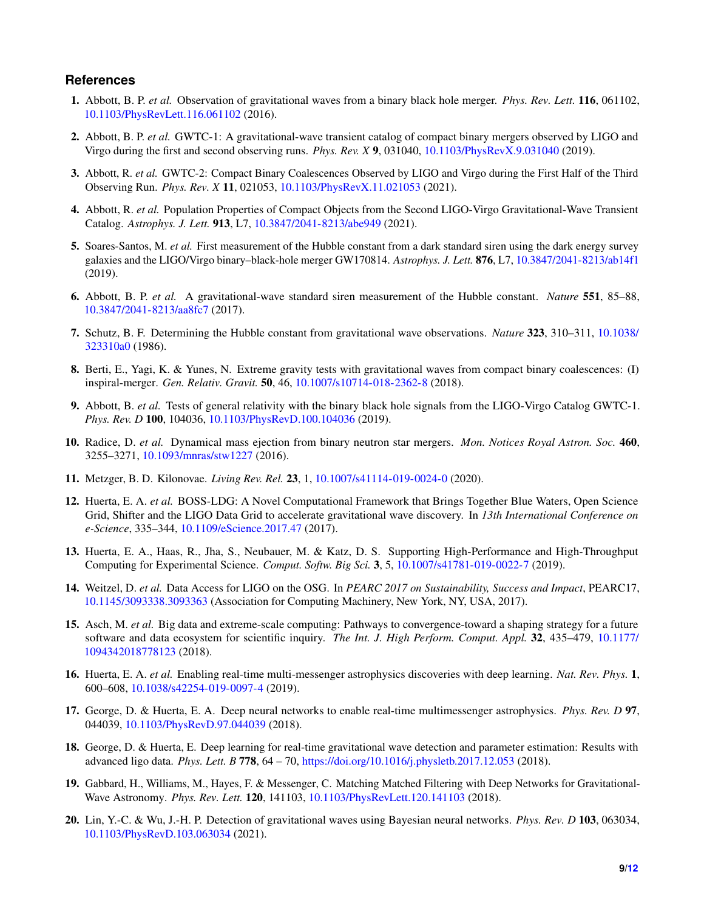## References

1. Abbott, B. P. *et al.* Observation of gravitational waves from a binary black hole merger. *Phys. Rev. Lett.* **116**, 061102, 10.1103/PhysRevLett.116.061102 (2016).

2. Abbott, B. P. *et al.* GWTC-1: A gravitational-wave transient catalog of compact binary mergers observed by LIGO and Virgo during the first and second observing runs. *Phys. Rev. X* **9**, 031040, 10.1103/PhysRevX.9.031040 (2019).

3. Abbott, R. *et al.* GWTC-2: Compact Binary Coalescences Observed by LIGO and Virgo during the First Half of the Third Observing Run. *Phys. Rev. X* **11**, 021053, 10.1103/PhysRevX.11.021053 (2021).

4. Abbott, R. *et al.* Population Properties of Compact Objects from the Second LIGO-Virgo Gravitational-Wave Transient Catalog. *Astrophys. J. Lett.* **913**, L7, 10.3847/2041-8213/abe949 (2021).

5. Soares-Santos, M. *et al.* First measurement of the Hubble constant from a dark standard siren using the dark energy survey galaxies and the LIGO/Virgo binary–black-hole merger GW170814. *Astrophys. J. Lett.* **876**, L7, 10.3847/2041-8213/ab14f1 (2019).

6. Abbott, B. P. *et al.* A gravitational-wave standard siren measurement of the Hubble constant. *Nature* **551**, 85–88, 10.3847/2041-8213/aa8fc7 (2017).

7. Schutz, B. F. Determining the Hubble constant from gravitational wave observations. *Nature* **323**, 310–311, 10.1038/323310a0 (1986).

8. Berti, E., Yagi, K. & Yunes, N. Extreme gravity tests with gravitational waves from compact binary coalescences: (I) inspiral-merger. *Gen. Relativ. Gravit.* **50**, 46, 10.1007/s10714-018-2362-8 (2018).

9. Abbott, B. *et al.* Tests of general relativity with the binary black hole signals from the LIGO-Virgo Catalog GWTC-1. *Phys. Rev. D* **100**, 104036, 10.1103/PhysRevD.100.104036 (2019).

10. Radice, D. *et al.* Dynamical mass ejection from binary neutron star mergers. *Mon. Notices Royal Astron. Soc.* **460**, 3255–3271, 10.1093/mnras/stw1227 (2016).

11. Metzger, B. D. Kilonovae. *Living Rev. Rel.* **23**, 1, 10.1007/s41114-019-0024-0 (2020).

12. Huerta, E. A. *et al.* BOSS-LDG: A Novel Computational Framework that Brings Together Blue Waters, Open Science Grid, Shifter and the LIGO Data Grid to accelerate gravitational wave discovery. In *13th International Conference on e-Science*, 335–344, 10.1109/eScience.2017.47 (2017).

13. Huerta, E. A., Haas, R., Jha, S., Neubauer, M. & Katz, D. S. Supporting High-Performance and High-Throughput Computing for Experimental Science. *Comput. Softw. Big Sci.* **3**, 5, 10.1007/s41781-019-0022-7 (2019).

14. Weitzel, D. *et al.* Data Access for LIGO on the OSG. In *PEARC 2017 on Sustainability, Success and Impact*, PEARC17, 10.1145/3093338.3093363 (Association for Computing Machinery, New York, NY, USA, 2017).

15. Asch, M. *et al.* Big data and extreme-scale computing: Pathways to convergence-toward a shaping strategy for a future software and data ecosystem for scientific inquiry. *The Int. J. High Perform. Comput. Appl.* **32**, 435–479, 10.1177/1094342018778123 (2018).

16. Huerta, E. A. *et al.* Enabling real-time multi-messenger astrophysics discoveries with deep learning. *Nat. Rev. Phys.* **1**, 600–608, 10.1038/s42254-019-0097-4 (2019).

17. George, D. & Huerta, E. A. Deep neural networks to enable real-time multimessenger astrophysics. *Phys. Rev. D* **97**, 044039, 10.1103/PhysRevD.97.044039 (2018).

18. George, D. & Huerta, E. Deep learning for real-time gravitational wave detection and parameter estimation: Results with advanced ligo data. *Phys. Lett. B* **778**, 64 – 70, https://doi.org/10.1016/j.physletb.2017.12.053 (2018).

19. Gabbard, H., Williams, M., Hayes, F. & Messenger, C. Matching Matched Filtering with Deep Networks for Gravitational-Wave Astronomy. *Phys. Rev. Lett.* **120**, 141103, 10.1103/PhysRevLett.120.141103 (2018).

20. Lin, Y.-C. & Wu, J.-H. P. Detection of gravitational waves using Bayesian neural networks. *Phys. Rev. D* **103**, 063034, 10.1103/PhysRevD.103.063034 (2021).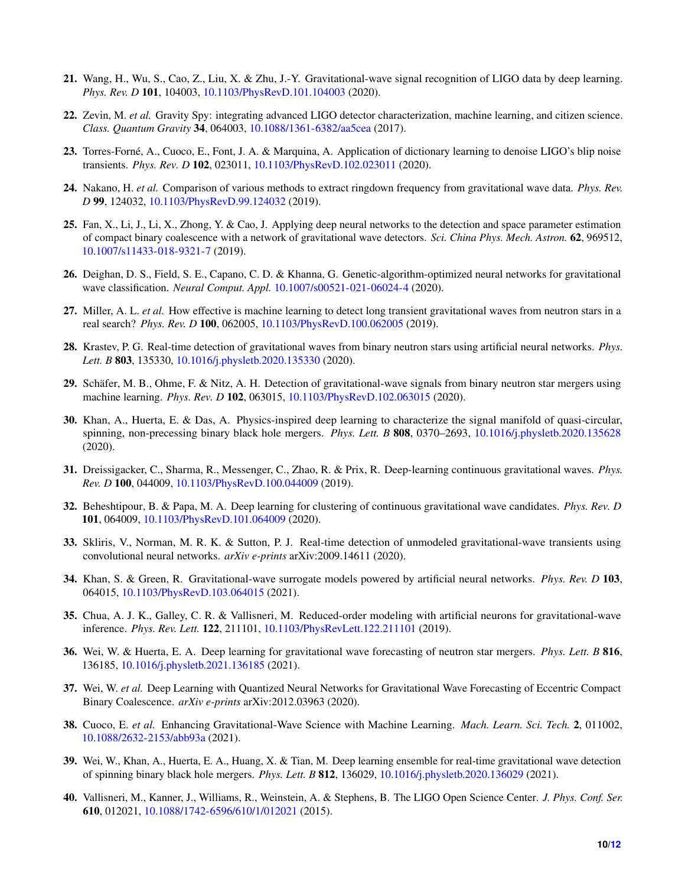21. Wang, H., Wu, S., Cao, Z., Liu, X. & Zhu, J.-Y. Gravitational-wave signal recognition of LIGO data by deep learning. *Phys. Rev. D* **101**, 104003, 10.1103/PhysRevD.101.104003 (2020).

22. Zevin, M. *et al.* Gravity Spy: integrating advanced LIGO detector characterization, machine learning, and citizen science. *Class. Quantum Gravity* **34**, 064003, 10.1088/1361-6382/aa5cea (2017).

23. Torres-Forné, A., Cuoco, E., Font, J. A. & Marquina, A. Application of dictionary learning to denoise LIGO's blip noise transients. *Phys. Rev. D* **102**, 023011, 10.1103/PhysRevD.102.023011 (2020).

24. Nakano, H. *et al.* Comparison of various methods to extract ringdown frequency from gravitational wave data. *Phys. Rev. D* **99**, 124032, 10.1103/PhysRevD.99.124032 (2019).

25. Fan, X., Li, J., Li, X., Zhong, Y. & Cao, J. Applying deep neural networks to the detection and space parameter estimation of compact binary coalescence with a network of gravitational wave detectors. *Sci. China Phys. Mech. Astron.* **62**, 969512, 10.1007/s11433-018-9321-7 (2019).

26. Deighan, D. S., Field, S. E., Capano, C. D. & Khanna, G. Genetic-algorithm-optimized neural networks for gravitational wave classification. *Neural Comput. Appl.* 10.1007/s00521-021-06024-4 (2020).

27. Miller, A. L. *et al.* How effective is machine learning to detect long transient gravitational waves from neutron stars in a real search? *Phys. Rev. D* **100**, 062005, 10.1103/PhysRevD.100.062005 (2019).

28. Krastev, P. G. Real-time detection of gravitational waves from binary neutron stars using artificial neural networks. *Phys. Lett. B* **803**, 135330, 10.1016/j.physletb.2020.135330 (2020).

29. Schäfer, M. B., Ohme, F. & Nitz, A. H. Detection of gravitational-wave signals from binary neutron star mergers using machine learning. *Phys. Rev. D* **102**, 063015, 10.1103/PhysRevD.102.063015 (2020).

30. Khan, A., Huerta, E. & Das, A. Physics-inspired deep learning to characterize the signal manifold of quasi-circular, spinning, non-precessing binary black hole mergers. *Phys. Lett. B* **808**, 0370–2693, 10.1016/j.physletb.2020.135628 (2020).

31. Dreissigacker, C., Sharma, R., Messenger, C., Zhao, R. & Prix, R. Deep-learning continuous gravitational waves. *Phys. Rev. D* **100**, 044009, 10.1103/PhysRevD.100.044009 (2019).

32. Beheshtipour, B. & Papa, M. A. Deep learning for clustering of continuous gravitational wave candidates. *Phys. Rev. D* **101**, 064009, 10.1103/PhysRevD.101.064009 (2020).

33. Skliris, V., Norman, M. R. K. & Sutton, P. J. Real-time detection of unmodeled gravitational-wave transients using convolutional neural networks. *arXiv e-prints* arXiv:2009.14611 (2020).

34. Khan, S. & Green, R. Gravitational-wave surrogate models powered by artificial neural networks. *Phys. Rev. D* **103**, 064015, 10.1103/PhysRevD.103.064015 (2021).

35. Chua, A. J. K., Galley, C. R. & Vallisneri, M. Reduced-order modeling with artificial neurons for gravitational-wave inference. *Phys. Rev. Lett.* **122**, 211101, 10.1103/PhysRevLett.122.211101 (2019).

36. Wei, W. & Huerta, E. A. Deep learning for gravitational wave forecasting of neutron star mergers. *Phys. Lett. B* **816**, 136185, 10.1016/j.physletb.2021.136185 (2021).

37. Wei, W. *et al.* Deep Learning with Quantized Neural Networks for Gravitational Wave Forecasting of Eccentric Compact Binary Coalescence. *arXiv e-prints* arXiv:2012.03963 (2020).

38. Cuoco, E. *et al.* Enhancing Gravitational-Wave Science with Machine Learning. *Mach. Learn. Sci. Tech.* **2**, 011002, 10.1088/2632-2153/abb93a (2021).

39. Wei, W., Khan, A., Huerta, E. A., Huang, X. & Tian, M. Deep learning ensemble for real-time gravitational wave detection of spinning binary black hole mergers. *Phys. Lett. B* **812**, 136029, 10.1016/j.physletb.2020.136029 (2021).

40. Vallisneri, M., Kanner, J., Williams, R., Weinstein, A. & Stephens, B. The LIGO Open Science Center. *J. Phys. Conf. Ser.* **610**, 012021, 10.1088/1742-6596/610/1/012021 (2015).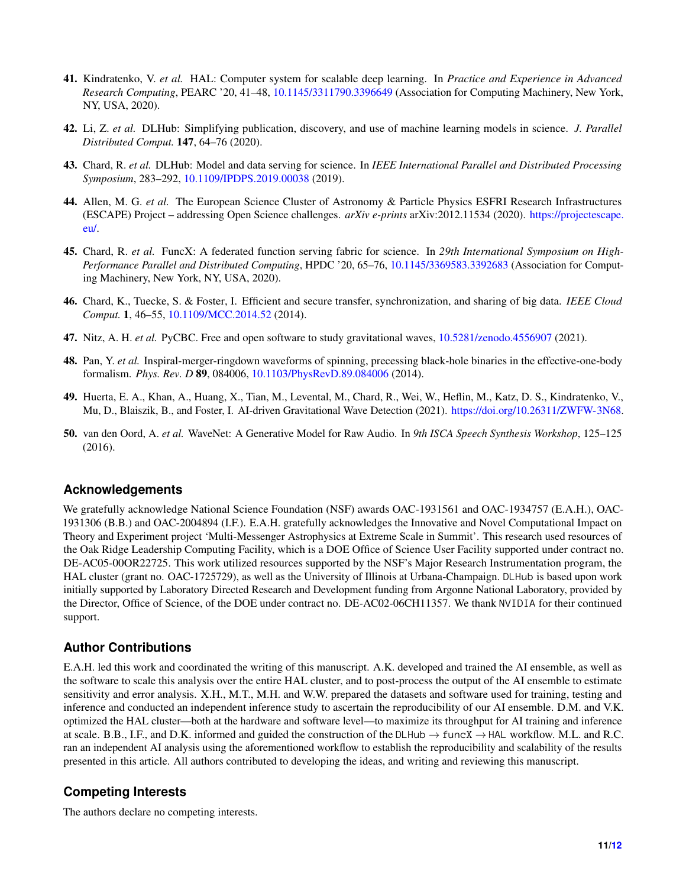41. Kindratenko, V. *et al.* HAL: Computer system for scalable deep learning. In *Practice and Experience in Advanced Research Computing*, PEARC '20, 41–48, 10.1145/3311790.3396649 (Association for Computing Machinery, New York, NY, USA, 2020).

42. Li, Z. *et al.* DLHub: Simplifying publication, discovery, and use of machine learning models in science. *J. Parallel Distributed Comput.* **147**, 64–76 (2020).

43. Chard, R. *et al.* DLHub: Model and data serving for science. In *IEEE International Parallel and Distributed Processing Symposium*, 283–292, 10.1109/IPDPS.2019.00038 (2019).

44. Allen, M. G. *et al.* The European Science Cluster of Astronomy & Particle Physics ESFRI Research Infrastructures (ESCAPE) Project – addressing Open Science challenges. *arXiv e-prints* arXiv:2012.11534 (2020). https://projectescape.eu/.

45. Chard, R. *et al.* FuncX: A federated function serving fabric for science. In *29th International Symposium on High-Performance Parallel and Distributed Computing*, HPDC '20, 65–76, 10.1145/3369583.3392683 (Association for Computing Machinery, New York, NY, USA, 2020).

46. Chard, K., Tuecke, S. & Foster, I. Efficient and secure transfer, synchronization, and sharing of big data. *IEEE Cloud Comput.* **1**, 46–55, 10.1109/MCC.2014.52 (2014).

47. Nitz, A. H. *et al.* PyCBC. Free and open software to study gravitational waves, 10.5281/zenodo.4556907 (2021).

48. Pan, Y. *et al.* Inspiral-merger-ringdown waveforms of spinning, precessing black-hole binaries in the effective-one-body formalism. *Phys. Rev. D* **89**, 084006, 10.1103/PhysRevD.89.084006 (2014).

49. Huerta, E. A., Khan, A., Huang, X., Tian, M., Levental, M., Chard, R., Wei, W., Heflin, M., Katz, D. S., Kindratenko, V., Mu, D., Blaiszik, B., and Foster, I. AI-driven Gravitational Wave Detection (2021). https://doi.org/10.26311/ZWFW-3N68.

50. van den Oord, A. *et al.* WaveNet: A Generative Model for Raw Audio. In *9th ISCA Speech Synthesis Workshop*, 125–125 (2016).

## Acknowledgements

We gratefully acknowledge National Science Foundation (NSF) awards OAC-1931561 and OAC-1934757 (E.A.H.), OAC-1931306 (B.B.) and OAC-2004894 (I.F.). E.A.H. gratefully acknowledges the Innovative and Novel Computational Impact on Theory and Experiment project 'Multi-Messenger Astrophysics at Extreme Scale in Summit'. This research used resources of the Oak Ridge Leadership Computing Facility, which is a DOE Office of Science User Facility supported under contract no. DE-AC05-00OR22725. This work utilized resources supported by the NSF's Major Research Instrumentation program, the HAL cluster (grant no. OAC-1725729), as well as the University of Illinois at Urbana-Champaign. DLHub is based upon work initially supported by Laboratory Directed Research and Development funding from Argonne National Laboratory, provided by the Director, Office of Science, of the DOE under contract no. DE-AC02-06CH11357. We thank NVIDIA for their continued support.

## Author Contributions

E.A.H. led this work and coordinated the writing of this manuscript. A.K. developed and trained the AI ensemble, as well as the software to scale this analysis over the entire HAL cluster, and to post-process the output of the AI ensemble to estimate sensitivity and error analysis. X.H., M.T., M.H. and W.W. prepared the datasets and software used for training, testing and inference and conducted an independent inference study to ascertain the reproducibility of our AI ensemble. D.M. and V.K. optimized the HAL cluster—both at the hardware and software level—to maximize its throughput for AI training and inference at scale. B.B., I.F., and D.K. informed and guided the construction of the DLHub → funcX → HAL workflow. M.L. and R.C. ran an independent AI analysis using the aforementioned workflow to establish the reproducibility and scalability of the results presented in this article. All authors contributed to developing the ideas, and writing and reviewing this manuscript.

## Competing Interests

The authors declare no competing interests.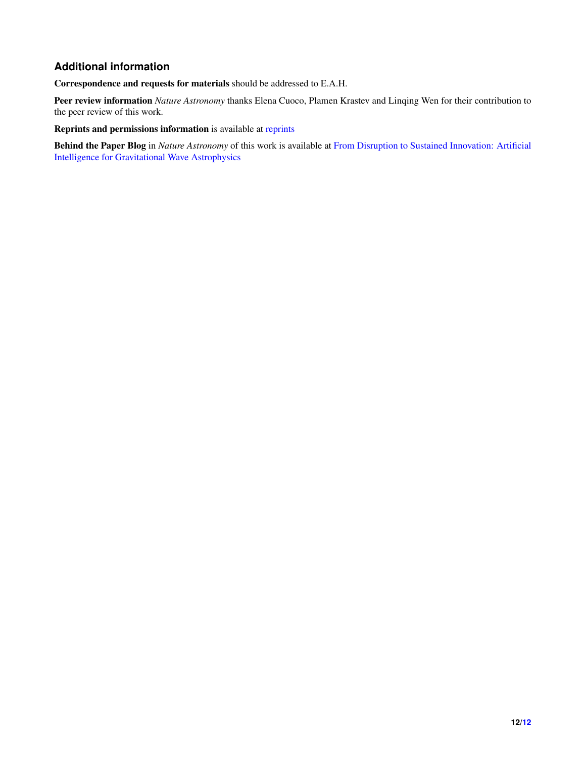## Additional information

**Correspondence and requests for materials** should be addressed to E.A.H.

**Peer review information** *Nature Astronomy* thanks Elena Cuoco, Plamen Krastev and Linqing Wen for their contribution to the peer review of this work.

**Reprints and permissions information** is available at reprints

**Behind the Paper Blog** in *Nature Astronomy* of this work is available at From Disruption to Sustained Innovation: Artificial Intelligence for Gravitational Wave Astrophysics